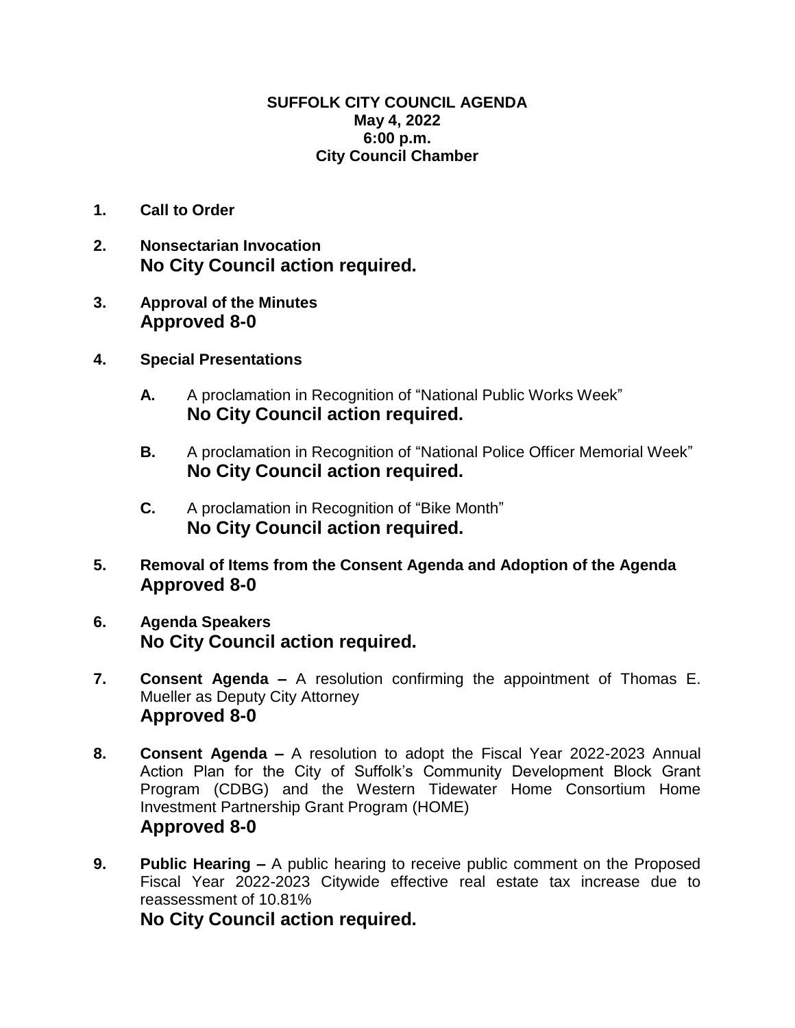# SUFFOLK CITY COUNCIL AGENDA
**May 4, 2022**
**6:00 p.m.**
**City Council Chamber**

1. **Call to Order**

2. **Nonsectarian Invocation**
   **No City Council action required.**

3. **Approval of the Minutes**
   **Approved 8-0**

4. **Special Presentations**

   **A.** A proclamation in Recognition of "National Public Works Week"
   **No City Council action required.**

   **B.** A proclamation in Recognition of "National Police Officer Memorial Week"
   **No City Council action required.**

   **C.** A proclamation in Recognition of "Bike Month"
   **No City Council action required.**

5. **Removal of Items from the Consent Agenda and Adoption of the Agenda**
   **Approved 8-0**

6. **Agenda Speakers**
   **No City Council action required.**

7. **Consent Agenda –** A resolution confirming the appointment of Thomas E. Mueller as Deputy City Attorney
   **Approved 8-0**

8. **Consent Agenda –** A resolution to adopt the Fiscal Year 2022-2023 Annual Action Plan for the City of Suffolk's Community Development Block Grant Program (CDBG) and the Western Tidewater Home Consortium Home Investment Partnership Grant Program (HOME)
   **Approved 8-0**

9. **Public Hearing –** A public hearing to receive public comment on the Proposed Fiscal Year 2022-2023 Citywide effective real estate tax increase due to reassessment of 10.81%
   **No City Council action required.**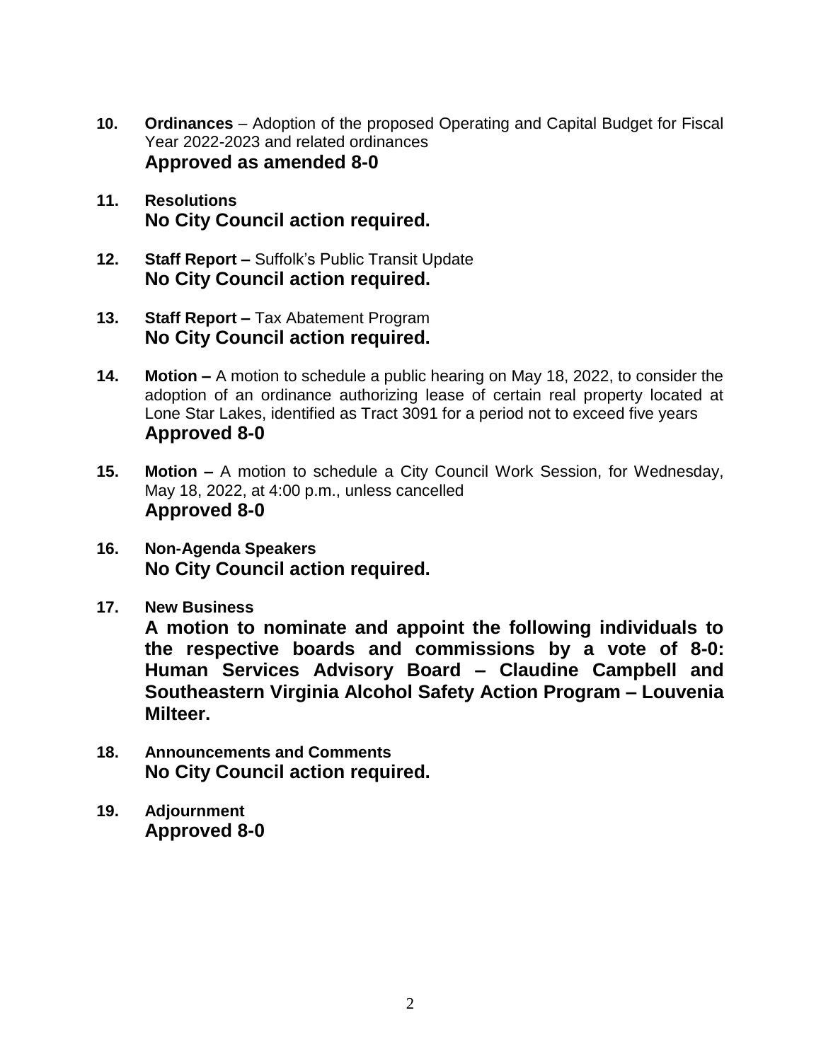10. **Ordinances** – Adoption of the proposed Operating and Capital Budget for Fiscal Year 2022-2023 and related ordinances
    **Approved as amended 8-0**

11. **Resolutions**
    **No City Council action required.**

12. **Staff Report –** Suffolk's Public Transit Update
    **No City Council action required.**

13. **Staff Report –** Tax Abatement Program
    **No City Council action required.**

14. **Motion –** A motion to schedule a public hearing on May 18, 2022, to consider the adoption of an ordinance authorizing lease of certain real property located at Lone Star Lakes, identified as Tract 3091 for a period not to exceed five years
    **Approved 8-0**

15. **Motion –** A motion to schedule a City Council Work Session, for Wednesday, May 18, 2022, at 4:00 p.m., unless cancelled
    **Approved 8-0**

16. **Non-Agenda Speakers**
    **No City Council action required.**

17. **New Business**
    **A motion to nominate and appoint the following individuals to the respective boards and commissions by a vote of 8-0: Human Services Advisory Board – Claudine Campbell and Southeastern Virginia Alcohol Safety Action Program – Louvenia Milteer.**

18. **Announcements and Comments**
    **No City Council action required.**

19. **Adjournment**
    **Approved 8-0**